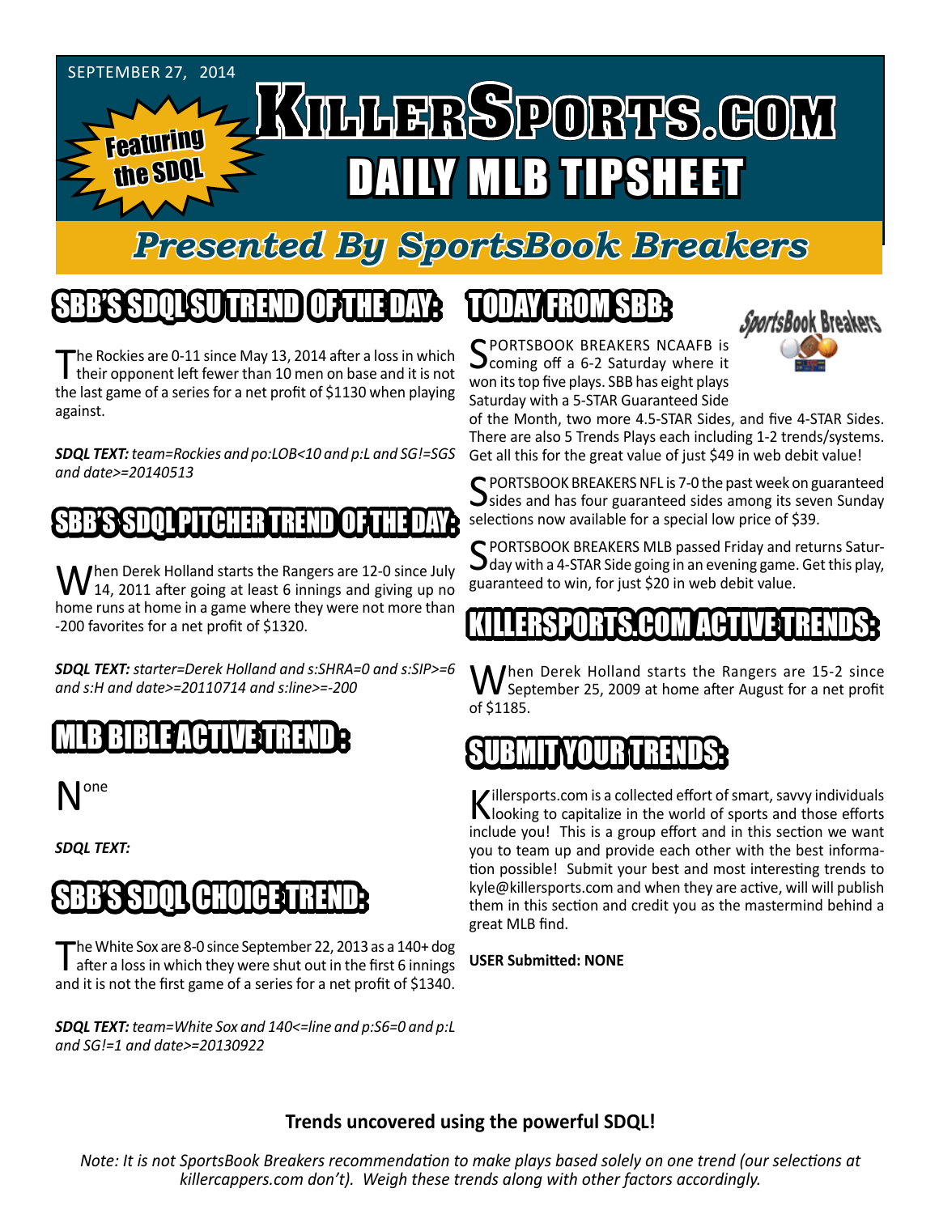SEPTEMBER 27, 2014

Featuring the SDQL

# KILLERSPORTS.COM DAILY MLB TIPSHEET

## Presented By SportsBook Breakers

## SBB'S SDQL SU TREND OF THE DAY:

The Rockies are 0-11 since May 13, 2014 after a loss in which their opponent left fewer than 10 men on base and it is not the last game of a series for a net profit of $1130 when playing against.

***SDQL TEXT:** team=Rockies and po:LOB<10 and p:L and SG!=SGS and date>=20140513*

## SBB'S SDQL PITCHER TREND OF THE DAY:

When Derek Holland starts the Rangers are 12-0 since July 14, 2011 after going at least 6 innings and giving up no home runs at home in a game where they were not more than -200 favorites for a net profit of $1320.

***SDQL TEXT:** starter=Derek Holland and s:SHRA=0 and s:SIP>=6 and s:H and date>=20110714 and s:line>=-200*

## MLB BIBLE ACTIVE TREND :

None

***SDQL TEXT:***

## SBB'S SDQL CHOICE TREND:

The White Sox are 8-0 since September 22, 2013 as a 140+ dog after a loss in which they were shut out in the first 6 innings and it is not the first game of a series for a net profit of $1340.

***SDQL TEXT:** team=White Sox and 140<=line and p:S6=0 and p:L and SG!=1 and date>=20130922*

## TODAY FROM SBB:

SPORTSBOOK BREAKERS NCAAFB is coming off a 6-2 Saturday where it won its top five plays. SBB has eight plays Saturday with a 5-STAR Guaranteed Side of the Month, two more 4.5-STAR Sides, and five 4-STAR Sides. There are also 5 Trends Plays each including 1-2 trends/systems. Get all this for the great value of just $49 in web debit value!

SPORTSBOOK BREAKERS NFL is 7-0 the past week on guaranteed sides and has four guaranteed sides among its seven Sunday selections now available for a special low price of $39.

SPORTSBOOK BREAKERS MLB passed Friday and returns Saturday with a 4-STAR Side going in an evening game. Get this play, guaranteed to win, for just $20 in web debit value.

## KILLERSPORTS.COM ACTIVE TRENDS:

When Derek Holland starts the Rangers are 15-2 since September 25, 2009 at home after August for a net profit of $1185.

## SUBMIT YOUR TRENDS:

Killersports.com is a collected effort of smart, savvy individuals looking to capitalize in the world of sports and those efforts include you! This is a group effort and in this section we want you to team up and provide each other with the best information possible! Submit your best and most interesting trends to kyle@killersports.com and when they are active, will will publish them in this section and credit you as the mastermind behind a great MLB find.

**USER Submitted: NONE**

**Trends uncovered using the powerful SDQL!**

*Note: It is not SportsBook Breakers recommendation to make plays based solely on one trend (our selections at killercappers.com don't). Weigh these trends along with other factors accordingly.*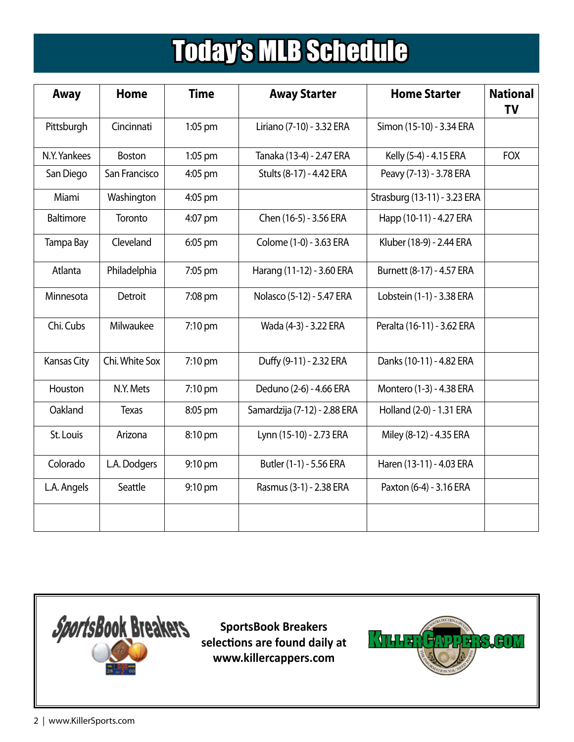# Today's MLB Schedule

| Away | Home | Time | Away Starter | Home Starter | National TV |
|---|---|---|---|---|---|
| Pittsburgh | Cincinnati | 1:05 pm | Liriano (7-10) - 3.32 ERA | Simon (15-10) - 3.34 ERA | |
| N.Y. Yankees | Boston | 1:05 pm | Tanaka (13-4) - 2.47 ERA | Kelly (5-4) - 4.15 ERA | FOX |
| San Diego | San Francisco | 4:05 pm | Stults (8-17) - 4.42 ERA | Peavy (7-13) - 3.78 ERA | |
| Miami | Washington | 4:05 pm | | Strasburg (13-11) - 3.23 ERA | |
| Baltimore | Toronto | 4:07 pm | Chen (16-5) - 3.56 ERA | Happ (10-11) - 4.27 ERA | |
| Tampa Bay | Cleveland | 6:05 pm | Colome (1-0) - 3.63 ERA | Kluber (18-9) - 2.44 ERA | |
| Atlanta | Philadelphia | 7:05 pm | Harang (11-12) - 3.60 ERA | Burnett (8-17) - 4.57 ERA | |
| Minnesota | Detroit | 7:08 pm | Nolasco (5-12) - 5.47 ERA | Lobstein (1-1) - 3.38 ERA | |
| Chi. Cubs | Milwaukee | 7:10 pm | Wada (4-3) - 3.22 ERA | Peralta (16-11) - 3.62 ERA | |
| Kansas City | Chi. White Sox | 7:10 pm | Duffy (9-11) - 2.32 ERA | Danks (10-11) - 4.82 ERA | |
| Houston | N.Y. Mets | 7:10 pm | Deduno (2-6) - 4.66 ERA | Montero (1-3) - 4.38 ERA | |
| Oakland | Texas | 8:05 pm | Samardzija (7-12) - 2.88 ERA | Holland (2-0) - 1.31 ERA | |
| St. Louis | Arizona | 8:10 pm | Lynn (15-10) - 2.73 ERA | Miley (8-12) - 4.35 ERA | |
| Colorado | L.A. Dodgers | 9:10 pm | Butler (1-1) - 5.56 ERA | Haren (13-11) - 4.03 ERA | |
| L.A. Angels | Seattle | 9:10 pm | Rasmus (3-1) - 2.38 ERA | Paxton (6-4) - 3.16 ERA | |
| | | | | | |

SportsBook Breakers

**SportsBook Breakers selections are found daily at www.killercappers.com**

KILLERCAPPERS.COM